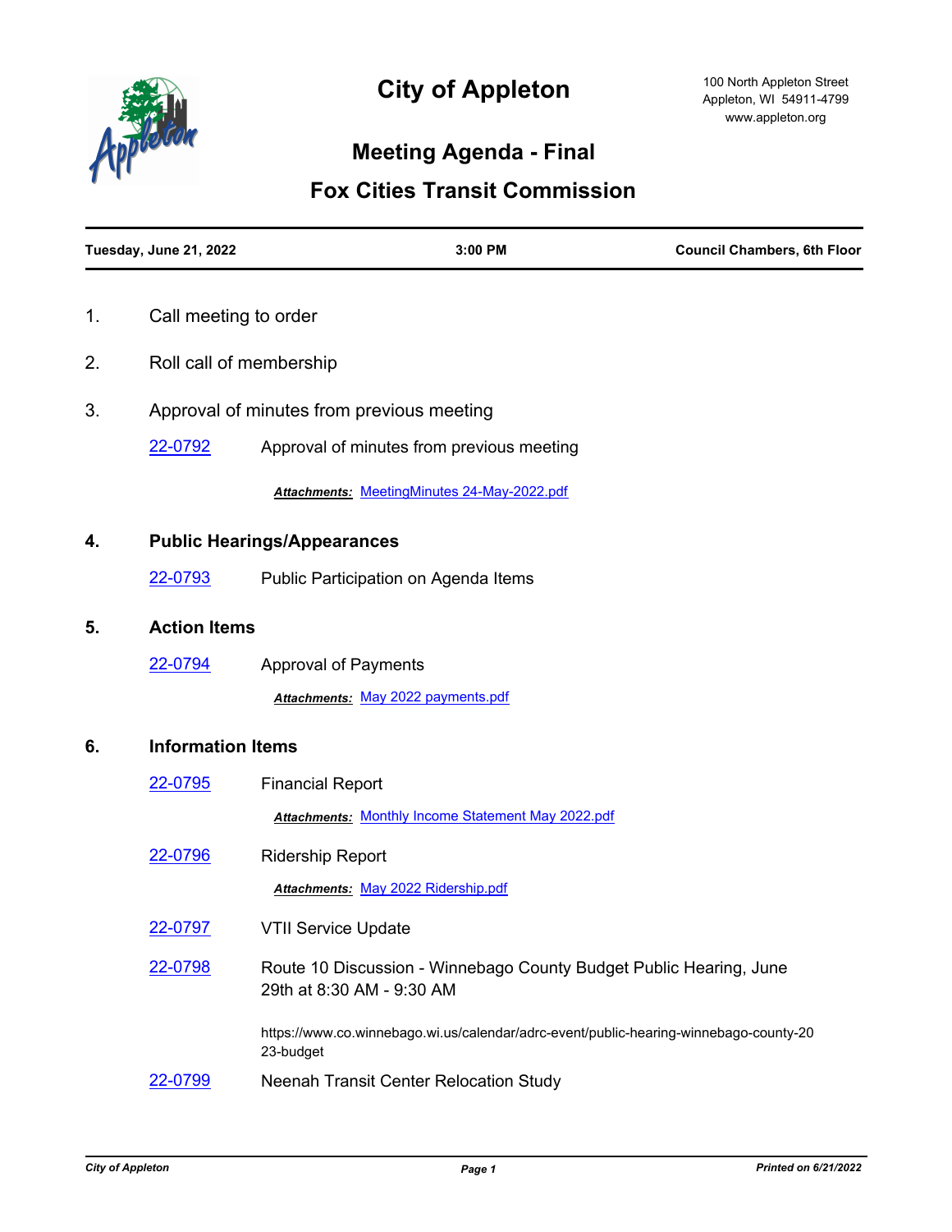# City of Appleton

100 North Appleton Street
Appleton, WI 54911-4799
www.appleton.org

## Meeting Agenda - Final

## Fox Cities Transit Commission

**Tuesday, June 21, 2022** | **3:00 PM** | **Council Chambers, 6th Floor**

1. Call meeting to order

2. Roll call of membership

3. Approval of minutes from previous meeting

   22-0792 Approval of minutes from previous meeting

   ***Attachments:*** MeetingMinutes 24-May-2022.pdf

**4. Public Hearings/Appearances**

   22-0793 Public Participation on Agenda Items

**5. Action Items**

   22-0794 Approval of Payments

   ***Attachments:*** May 2022 payments.pdf

**6. Information Items**

   22-0795 Financial Report

   ***Attachments:*** Monthly Income Statement May 2022.pdf

   22-0796 Ridership Report

   ***Attachments:*** May 2022 Ridership.pdf

   22-0797 VTII Service Update

   22-0798 Route 10 Discussion - Winnebago County Budget Public Hearing, June 29th at 8:30 AM - 9:30 AM

   https://www.co.winnebago.wi.us/calendar/adrc-event/public-hearing-winnebago-county-2023-budget

   22-0799 Neenah Transit Center Relocation Study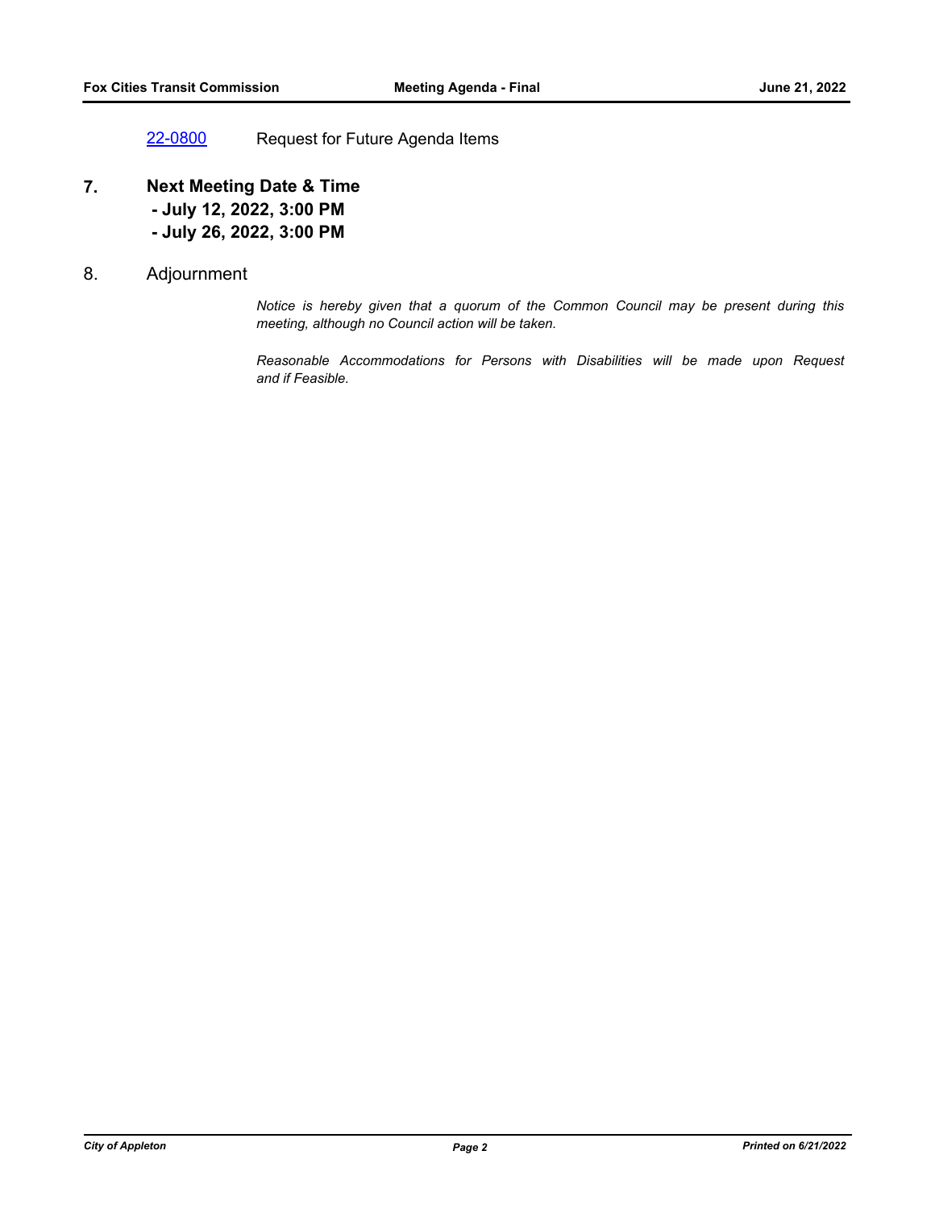[22-0800](22-0800) Request for Future Agenda Items

**7. Next Meeting Date & Time**

**- July 12, 2022, 3:00 PM**

**- July 26, 2022, 3:00 PM**

8. Adjournment

*Notice is hereby given that a quorum of the Common Council may be present during this meeting, although no Council action will be taken.*

*Reasonable Accommodations for Persons with Disabilities will be made upon Request and if Feasible.*